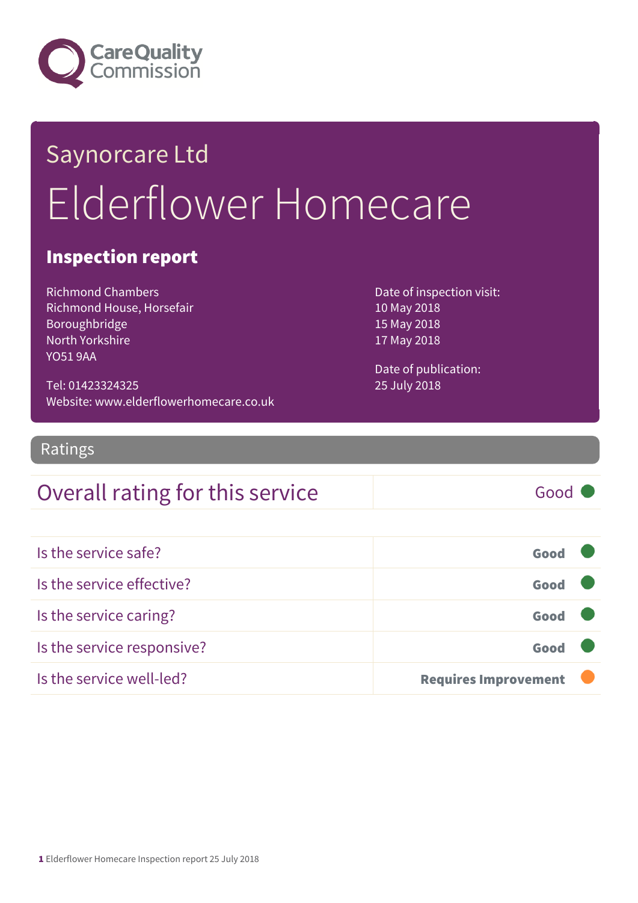Care Quality Commission

# Saynorcare Ltd

# Elderflower Homecare

## Inspection report

Richmond Chambers
Richmond House, Horsefair
Boroughbridge
North Yorkshire
YO51 9AA

Tel: 01423324325
Website: www.elderflowerhomecare.co.uk

Date of inspection visit:
10 May 2018
15 May 2018
17 May 2018

Date of publication:
25 July 2018

## Ratings

| Overall rating for this service | Good |
|---|---|

| | |
|---|---|
| Is the service safe? | **Good** |
| Is the service effective? | **Good** |
| Is the service caring? | **Good** |
| Is the service responsive? | **Good** |
| Is the service well-led? | **Requires Improvement** |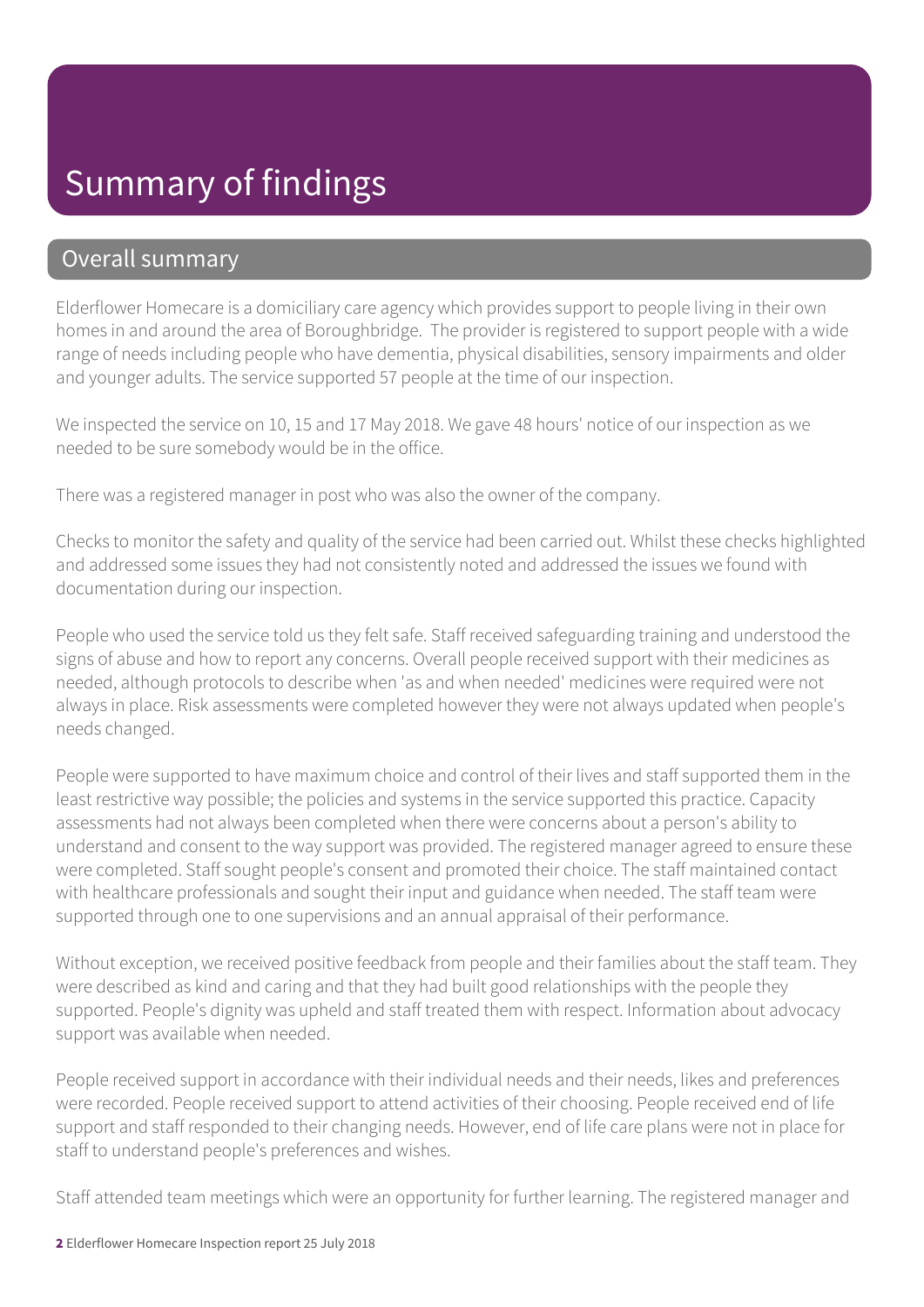# Summary of findings

## Overall summary

Elderflower Homecare is a domiciliary care agency which provides support to people living in their own homes in and around the area of Boroughbridge. The provider is registered to support people with a wide range of needs including people who have dementia, physical disabilities, sensory impairments and older and younger adults. The service supported 57 people at the time of our inspection.

We inspected the service on 10, 15 and 17 May 2018. We gave 48 hours' notice of our inspection as we needed to be sure somebody would be in the office.

There was a registered manager in post who was also the owner of the company.

Checks to monitor the safety and quality of the service had been carried out. Whilst these checks highlighted and addressed some issues they had not consistently noted and addressed the issues we found with documentation during our inspection.

People who used the service told us they felt safe. Staff received safeguarding training and understood the signs of abuse and how to report any concerns. Overall people received support with their medicines as needed, although protocols to describe when 'as and when needed' medicines were required were not always in place. Risk assessments were completed however they were not always updated when people's needs changed.

People were supported to have maximum choice and control of their lives and staff supported them in the least restrictive way possible; the policies and systems in the service supported this practice. Capacity assessments had not always been completed when there were concerns about a person's ability to understand and consent to the way support was provided. The registered manager agreed to ensure these were completed. Staff sought people's consent and promoted their choice. The staff maintained contact with healthcare professionals and sought their input and guidance when needed. The staff team were supported through one to one supervisions and an annual appraisal of their performance.

Without exception, we received positive feedback from people and their families about the staff team. They were described as kind and caring and that they had built good relationships with the people they supported. People's dignity was upheld and staff treated them with respect. Information about advocacy support was available when needed.

People received support in accordance with their individual needs and their needs, likes and preferences were recorded. People received support to attend activities of their choosing. People received end of life support and staff responded to their changing needs. However, end of life care plans were not in place for staff to understand people's preferences and wishes.

Staff attended team meetings which were an opportunity for further learning. The registered manager and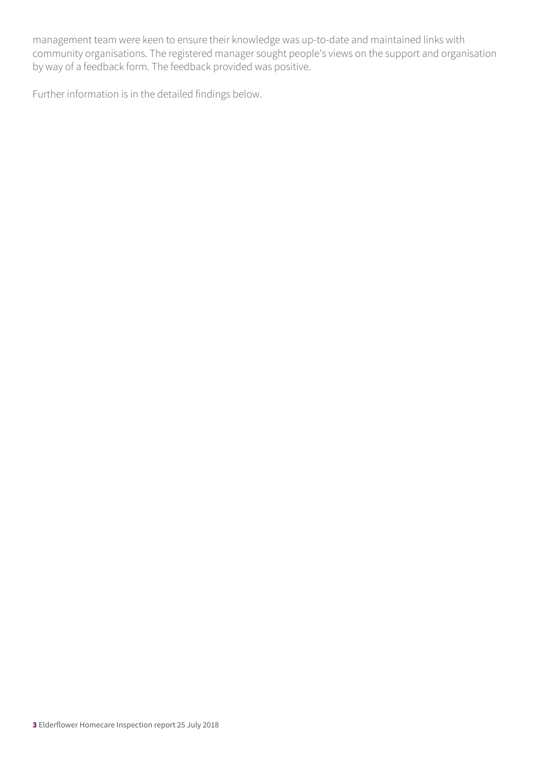management team were keen to ensure their knowledge was up-to-date and maintained links with community organisations. The registered manager sought people's views on the support and organisation by way of a feedback form. The feedback provided was positive.

Further information is in the detailed findings below.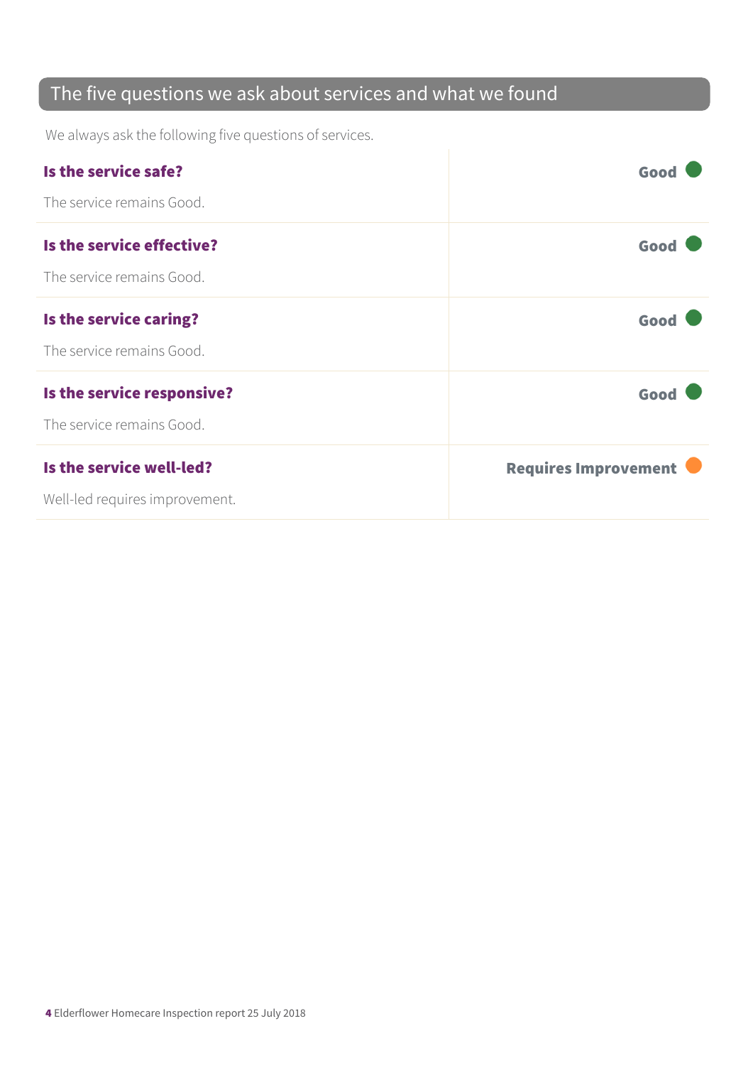## The five questions we ask about services and what we found

We always ask the following five questions of services.

| | |
|---|---|
| **Is the service safe?**<br>The service remains Good. | **Good** |
| **Is the service effective?**<br>The service remains Good. | **Good** |
| **Is the service caring?**<br>The service remains Good. | **Good** |
| **Is the service responsive?**<br>The service remains Good. | **Good** |
| **Is the service well-led?**<br>Well-led requires improvement. | **Requires Improvement** |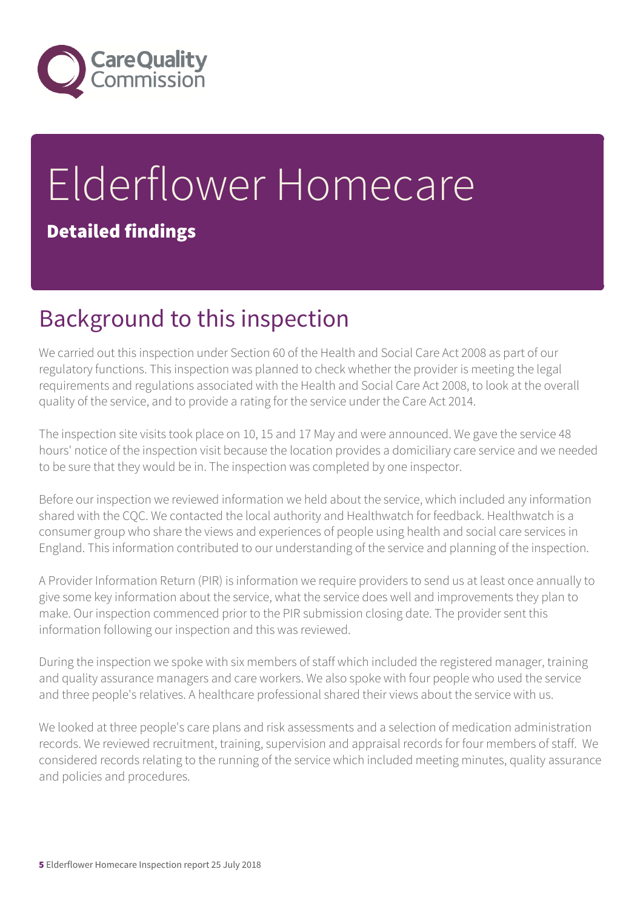# Elderflower Homecare

**Detailed findings**

## Background to this inspection

We carried out this inspection under Section 60 of the Health and Social Care Act 2008 as part of our regulatory functions. This inspection was planned to check whether the provider is meeting the legal requirements and regulations associated with the Health and Social Care Act 2008, to look at the overall quality of the service, and to provide a rating for the service under the Care Act 2014.

The inspection site visits took place on 10, 15 and 17 May and were announced. We gave the service 48 hours' notice of the inspection visit because the location provides a domiciliary care service and we needed to be sure that they would be in. The inspection was completed by one inspector.

Before our inspection we reviewed information we held about the service, which included any information shared with the CQC. We contacted the local authority and Healthwatch for feedback. Healthwatch is a consumer group who share the views and experiences of people using health and social care services in England. This information contributed to our understanding of the service and planning of the inspection.

A Provider Information Return (PIR) is information we require providers to send us at least once annually to give some key information about the service, what the service does well and improvements they plan to make. Our inspection commenced prior to the PIR submission closing date. The provider sent this information following our inspection and this was reviewed.

During the inspection we spoke with six members of staff which included the registered manager, training and quality assurance managers and care workers. We also spoke with four people who used the service and three people's relatives. A healthcare professional shared their views about the service with us.

We looked at three people's care plans and risk assessments and a selection of medication administration records. We reviewed recruitment, training, supervision and appraisal records for four members of staff. We considered records relating to the running of the service which included meeting minutes, quality assurance and policies and procedures.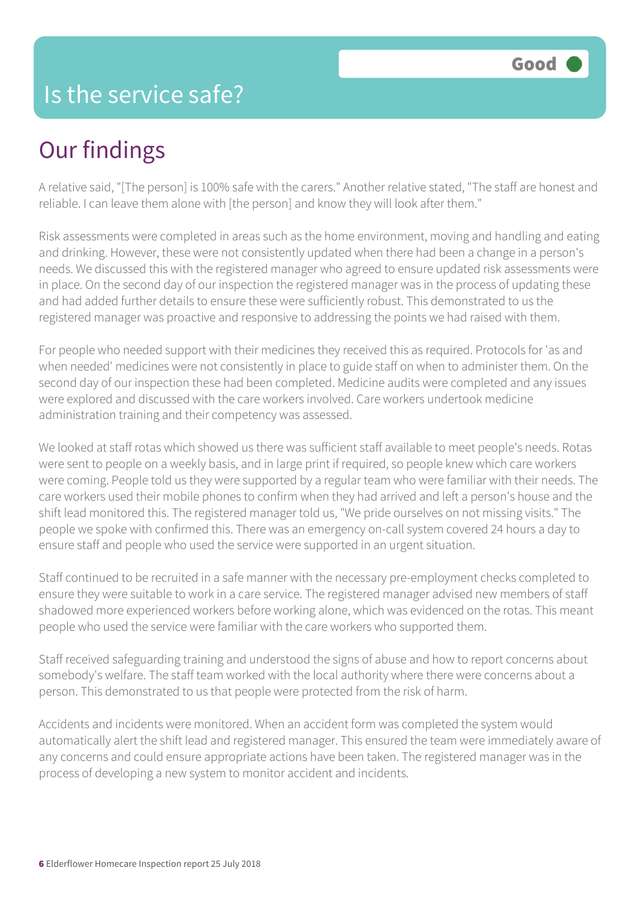# Is the service safe?

**Good**

## Our findings

A relative said, "[The person] is 100% safe with the carers." Another relative stated, "The staff are honest and reliable. I can leave them alone with [the person] and know they will look after them."

Risk assessments were completed in areas such as the home environment, moving and handling and eating and drinking. However, these were not consistently updated when there had been a change in a person's needs. We discussed this with the registered manager who agreed to ensure updated risk assessments were in place. On the second day of our inspection the registered manager was in the process of updating these and had added further details to ensure these were sufficiently robust. This demonstrated to us the registered manager was proactive and responsive to addressing the points we had raised with them.

For people who needed support with their medicines they received this as required. Protocols for 'as and when needed' medicines were not consistently in place to guide staff on when to administer them. On the second day of our inspection these had been completed. Medicine audits were completed and any issues were explored and discussed with the care workers involved. Care workers undertook medicine administration training and their competency was assessed.

We looked at staff rotas which showed us there was sufficient staff available to meet people's needs. Rotas were sent to people on a weekly basis, and in large print if required, so people knew which care workers were coming. People told us they were supported by a regular team who were familiar with their needs. The care workers used their mobile phones to confirm when they had arrived and left a person's house and the shift lead monitored this. The registered manager told us, "We pride ourselves on not missing visits." The people we spoke with confirmed this. There was an emergency on-call system covered 24 hours a day to ensure staff and people who used the service were supported in an urgent situation.

Staff continued to be recruited in a safe manner with the necessary pre-employment checks completed to ensure they were suitable to work in a care service. The registered manager advised new members of staff shadowed more experienced workers before working alone, which was evidenced on the rotas. This meant people who used the service were familiar with the care workers who supported them.

Staff received safeguarding training and understood the signs of abuse and how to report concerns about somebody's welfare. The staff team worked with the local authority where there were concerns about a person. This demonstrated to us that people were protected from the risk of harm.

Accidents and incidents were monitored. When an accident form was completed the system would automatically alert the shift lead and registered manager. This ensured the team were immediately aware of any concerns and could ensure appropriate actions have been taken. The registered manager was in the process of developing a new system to monitor accident and incidents.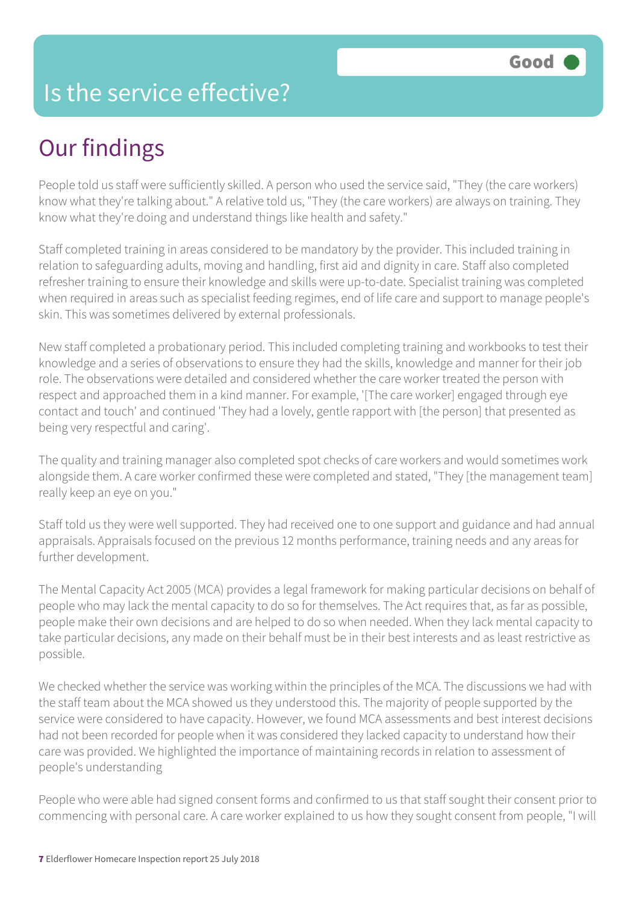# Is the service effective?

Good

## Our findings

People told us staff were sufficiently skilled. A person who used the service said, "They (the care workers) know what they're talking about." A relative told us, "They (the care workers) are always on training. They know what they're doing and understand things like health and safety."

Staff completed training in areas considered to be mandatory by the provider. This included training in relation to safeguarding adults, moving and handling, first aid and dignity in care. Staff also completed refresher training to ensure their knowledge and skills were up-to-date. Specialist training was completed when required in areas such as specialist feeding regimes, end of life care and support to manage people's skin. This was sometimes delivered by external professionals.

New staff completed a probationary period. This included completing training and workbooks to test their knowledge and a series of observations to ensure they had the skills, knowledge and manner for their job role. The observations were detailed and considered whether the care worker treated the person with respect and approached them in a kind manner. For example, '[The care worker] engaged through eye contact and touch' and continued 'They had a lovely, gentle rapport with [the person] that presented as being very respectful and caring'.

The quality and training manager also completed spot checks of care workers and would sometimes work alongside them. A care worker confirmed these were completed and stated, "They [the management team] really keep an eye on you."

Staff told us they were well supported. They had received one to one support and guidance and had annual appraisals. Appraisals focused on the previous 12 months performance, training needs and any areas for further development.

The Mental Capacity Act 2005 (MCA) provides a legal framework for making particular decisions on behalf of people who may lack the mental capacity to do so for themselves. The Act requires that, as far as possible, people make their own decisions and are helped to do so when needed. When they lack mental capacity to take particular decisions, any made on their behalf must be in their best interests and as least restrictive as possible.

We checked whether the service was working within the principles of the MCA. The discussions we had with the staff team about the MCA showed us they understood this. The majority of people supported by the service were considered to have capacity. However, we found MCA assessments and best interest decisions had not been recorded for people when it was considered they lacked capacity to understand how their care was provided. We highlighted the importance of maintaining records in relation to assessment of people's understanding

People who were able had signed consent forms and confirmed to us that staff sought their consent prior to commencing with personal care. A care worker explained to us how they sought consent from people, "I will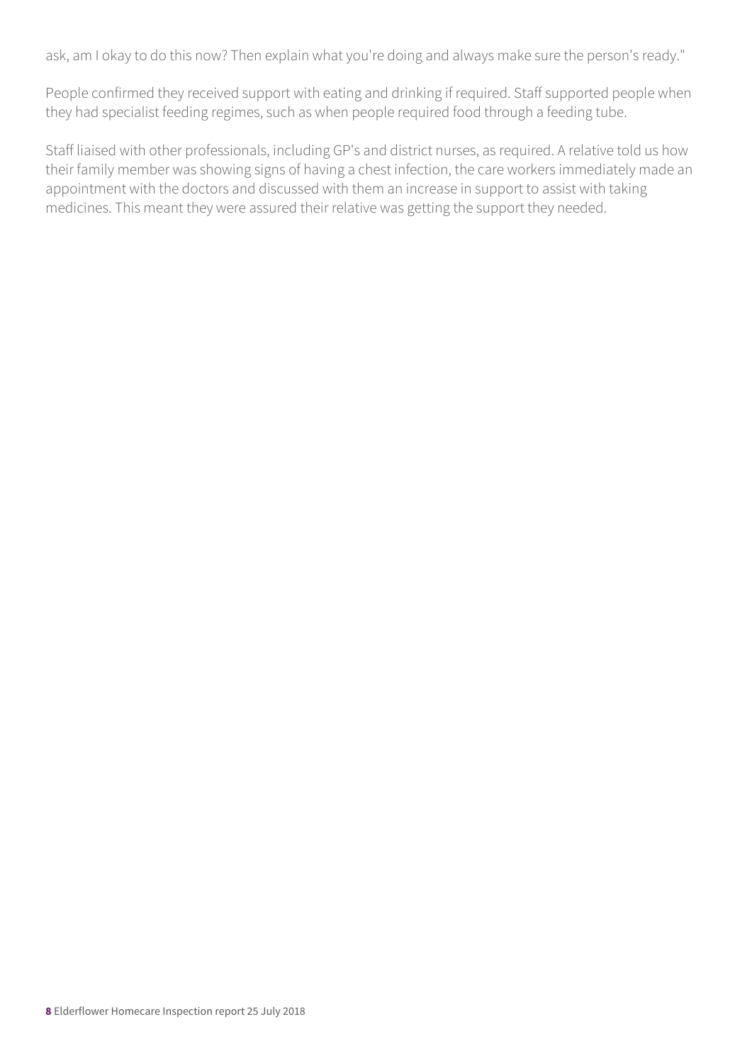ask, am I okay to do this now? Then explain what you're doing and always make sure the person's ready."

People confirmed they received support with eating and drinking if required. Staff supported people when they had specialist feeding regimes, such as when people required food through a feeding tube.

Staff liaised with other professionals, including GP's and district nurses, as required. A relative told us how their family member was showing signs of having a chest infection, the care workers immediately made an appointment with the doctors and discussed with them an increase in support to assist with taking medicines. This meant they were assured their relative was getting the support they needed.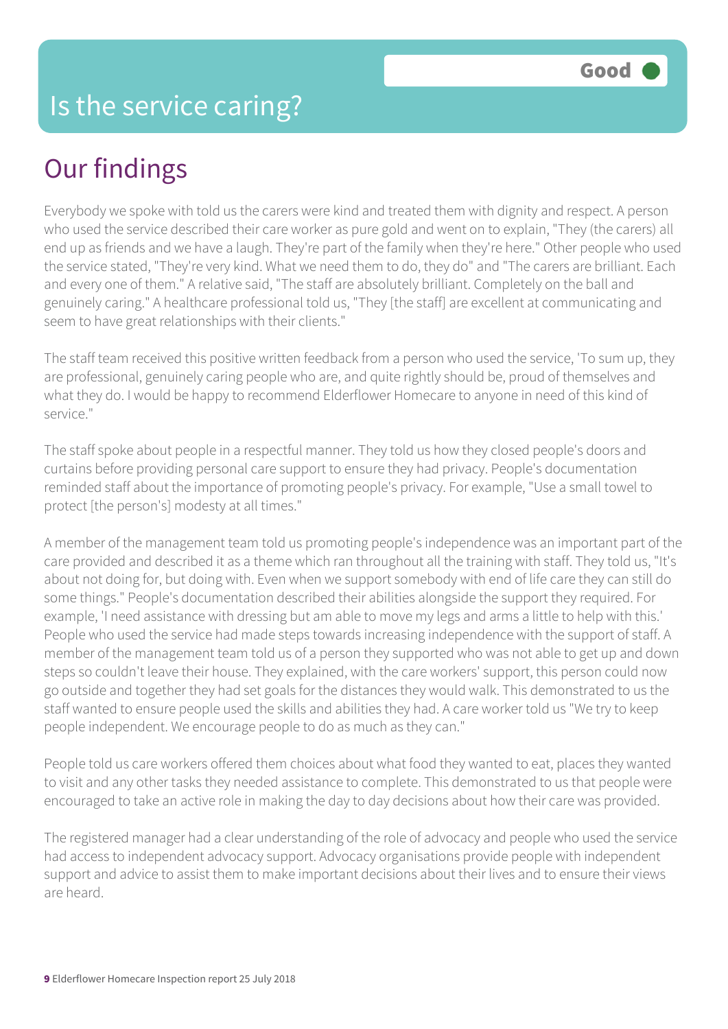# Is the service caring?

**Good**

## Our findings

Everybody we spoke with told us the carers were kind and treated them with dignity and respect. A person who used the service described their care worker as pure gold and went on to explain, "They (the carers) all end up as friends and we have a laugh. They're part of the family when they're here." Other people who used the service stated, "They're very kind. What we need them to do, they do" and "The carers are brilliant. Each and every one of them." A relative said, "The staff are absolutely brilliant. Completely on the ball and genuinely caring." A healthcare professional told us, "They [the staff] are excellent at communicating and seem to have great relationships with their clients."

The staff team received this positive written feedback from a person who used the service, 'To sum up, they are professional, genuinely caring people who are, and quite rightly should be, proud of themselves and what they do. I would be happy to recommend Elderflower Homecare to anyone in need of this kind of service."

The staff spoke about people in a respectful manner. They told us how they closed people's doors and curtains before providing personal care support to ensure they had privacy. People's documentation reminded staff about the importance of promoting people's privacy. For example, "Use a small towel to protect [the person's] modesty at all times."

A member of the management team told us promoting people's independence was an important part of the care provided and described it as a theme which ran throughout all the training with staff. They told us, "It's about not doing for, but doing with. Even when we support somebody with end of life care they can still do some things." People's documentation described their abilities alongside the support they required. For example, 'I need assistance with dressing but am able to move my legs and arms a little to help with this.' People who used the service had made steps towards increasing independence with the support of staff. A member of the management team told us of a person they supported who was not able to get up and down steps so couldn't leave their house. They explained, with the care workers' support, this person could now go outside and together they had set goals for the distances they would walk. This demonstrated to us the staff wanted to ensure people used the skills and abilities they had. A care worker told us "We try to keep people independent. We encourage people to do as much as they can."

People told us care workers offered them choices about what food they wanted to eat, places they wanted to visit and any other tasks they needed assistance to complete. This demonstrated to us that people were encouraged to take an active role in making the day to day decisions about how their care was provided.

The registered manager had a clear understanding of the role of advocacy and people who used the service had access to independent advocacy support. Advocacy organisations provide people with independent support and advice to assist them to make important decisions about their lives and to ensure their views are heard.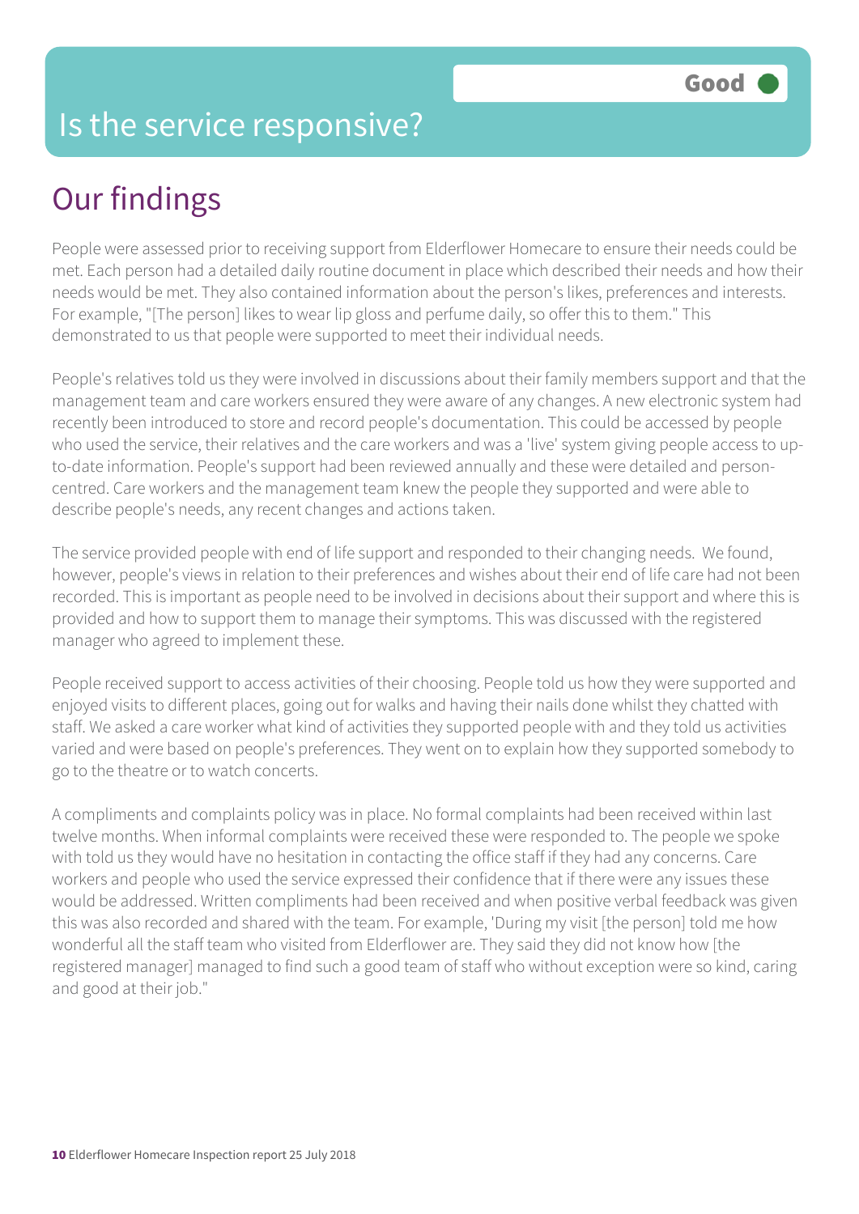# Is the service responsive?

Good

## Our findings

People were assessed prior to receiving support from Elderflower Homecare to ensure their needs could be met. Each person had a detailed daily routine document in place which described their needs and how their needs would be met. They also contained information about the person's likes, preferences and interests. For example, "[The person] likes to wear lip gloss and perfume daily, so offer this to them." This demonstrated to us that people were supported to meet their individual needs.

People's relatives told us they were involved in discussions about their family members support and that the management team and care workers ensured they were aware of any changes. A new electronic system had recently been introduced to store and record people's documentation. This could be accessed by people who used the service, their relatives and the care workers and was a 'live' system giving people access to up-to-date information. People's support had been reviewed annually and these were detailed and person-centred. Care workers and the management team knew the people they supported and were able to describe people's needs, any recent changes and actions taken.

The service provided people with end of life support and responded to their changing needs. We found, however, people's views in relation to their preferences and wishes about their end of life care had not been recorded. This is important as people need to be involved in decisions about their support and where this is provided and how to support them to manage their symptoms. This was discussed with the registered manager who agreed to implement these.

People received support to access activities of their choosing. People told us how they were supported and enjoyed visits to different places, going out for walks and having their nails done whilst they chatted with staff. We asked a care worker what kind of activities they supported people with and they told us activities varied and were based on people's preferences. They went on to explain how they supported somebody to go to the theatre or to watch concerts.

A compliments and complaints policy was in place. No formal complaints had been received within last twelve months. When informal complaints were received these were responded to. The people we spoke with told us they would have no hesitation in contacting the office staff if they had any concerns. Care workers and people who used the service expressed their confidence that if there were any issues these would be addressed. Written compliments had been received and when positive verbal feedback was given this was also recorded and shared with the team. For example, 'During my visit [the person] told me how wonderful all the staff team who visited from Elderflower are. They said they did not know how [the registered manager] managed to find such a good team of staff who without exception were so kind, caring and good at their job."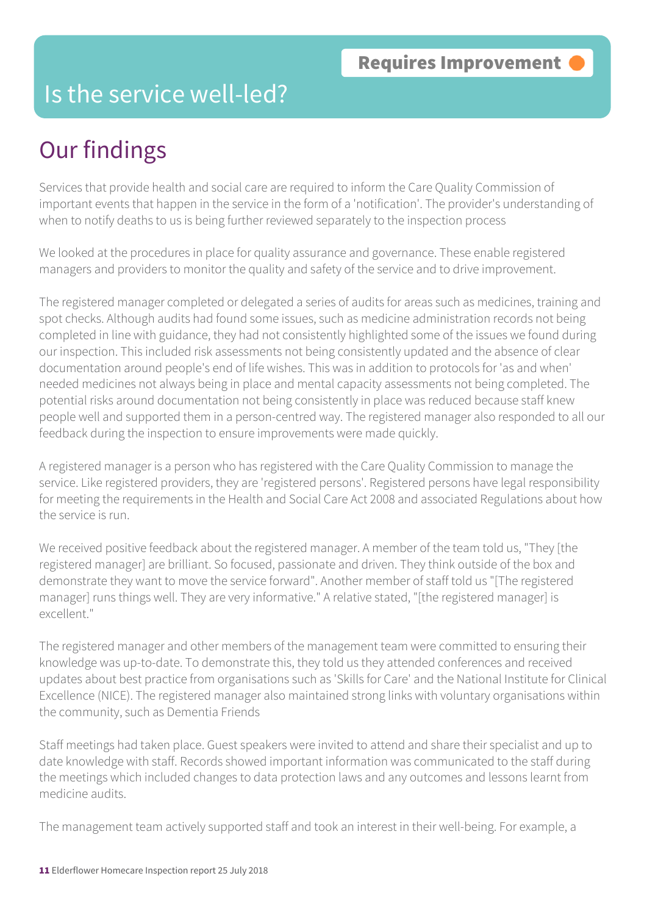Requires Improvement

# Is the service well-led?

## Our findings

Services that provide health and social care are required to inform the Care Quality Commission of important events that happen in the service in the form of a 'notification'. The provider's understanding of when to notify deaths to us is being further reviewed separately to the inspection process

We looked at the procedures in place for quality assurance and governance. These enable registered managers and providers to monitor the quality and safety of the service and to drive improvement.

The registered manager completed or delegated a series of audits for areas such as medicines, training and spot checks. Although audits had found some issues, such as medicine administration records not being completed in line with guidance, they had not consistently highlighted some of the issues we found during our inspection. This included risk assessments not being consistently updated and the absence of clear documentation around people's end of life wishes. This was in addition to protocols for 'as and when' needed medicines not always being in place and mental capacity assessments not being completed. The potential risks around documentation not being consistently in place was reduced because staff knew people well and supported them in a person-centred way. The registered manager also responded to all our feedback during the inspection to ensure improvements were made quickly.

A registered manager is a person who has registered with the Care Quality Commission to manage the service. Like registered providers, they are 'registered persons'. Registered persons have legal responsibility for meeting the requirements in the Health and Social Care Act 2008 and associated Regulations about how the service is run.

We received positive feedback about the registered manager. A member of the team told us, "They [the registered manager] are brilliant. So focused, passionate and driven. They think outside of the box and demonstrate they want to move the service forward". Another member of staff told us "[The registered manager] runs things well. They are very informative." A relative stated, "[the registered manager] is excellent."

The registered manager and other members of the management team were committed to ensuring their knowledge was up-to-date. To demonstrate this, they told us they attended conferences and received updates about best practice from organisations such as 'Skills for Care' and the National Institute for Clinical Excellence (NICE). The registered manager also maintained strong links with voluntary organisations within the community, such as Dementia Friends

Staff meetings had taken place. Guest speakers were invited to attend and share their specialist and up to date knowledge with staff. Records showed important information was communicated to the staff during the meetings which included changes to data protection laws and any outcomes and lessons learnt from medicine audits.

The management team actively supported staff and took an interest in their well-being. For example, a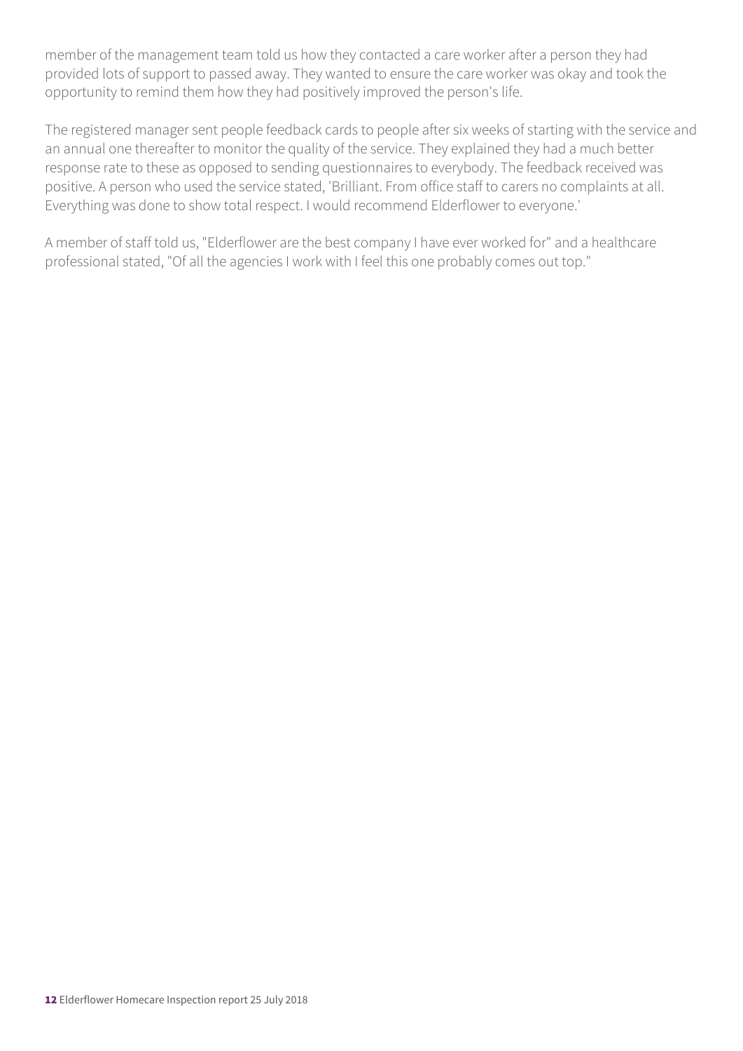member of the management team told us how they contacted a care worker after a person they had provided lots of support to passed away. They wanted to ensure the care worker was okay and took the opportunity to remind them how they had positively improved the person's life.

The registered manager sent people feedback cards to people after six weeks of starting with the service and an annual one thereafter to monitor the quality of the service. They explained they had a much better response rate to these as opposed to sending questionnaires to everybody. The feedback received was positive. A person who used the service stated, 'Brilliant. From office staff to carers no complaints at all. Everything was done to show total respect. I would recommend Elderflower to everyone.'

A member of staff told us, "Elderflower are the best company I have ever worked for" and a healthcare professional stated, "Of all the agencies I work with I feel this one probably comes out top."